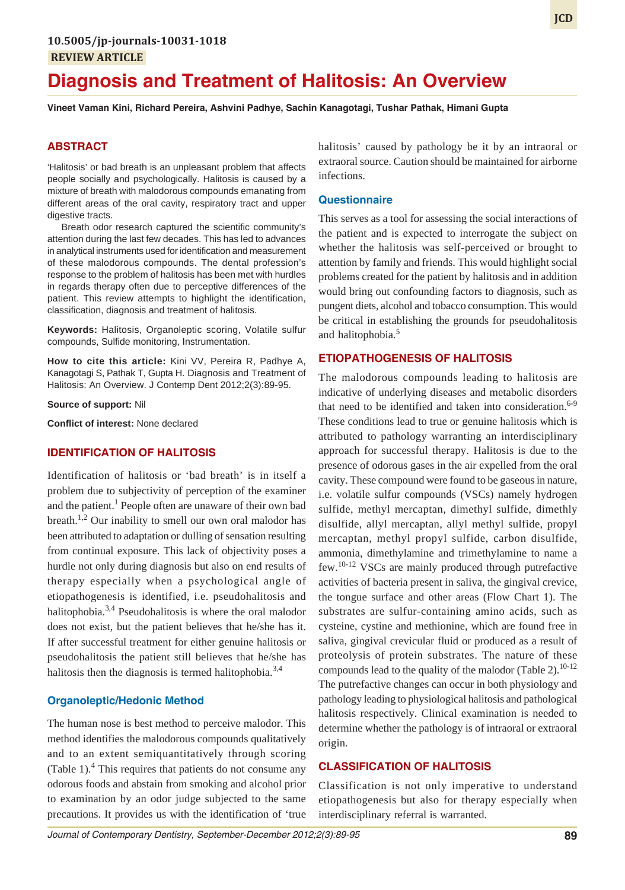10.5005/jp-journals-10031-1018

REVIEW ARTICLE

# Diagnosis and Treatment of Halitosis: An Overview

**Vineet Vaman Kini, Richard Pereira, Ashvini Padhye, Sachin Kanagotagi, Tushar Pathak, Himani Gupta**

## ABSTRACT

'Halitosis' or bad breath is an unpleasant problem that affects people socially and psychologically. Halitosis is caused by a mixture of breath with malodorous compounds emanating from different areas of the oral cavity, respiratory tract and upper digestive tracts.

Breath odor research captured the scientific community's attention during the last few decades. This has led to advances in analytical instruments used for identification and measurement of these malodorous compounds. The dental profession's response to the problem of halitosis has been met with hurdles in regards therapy often due to perceptive differences of the patient. This review attempts to highlight the identification, classification, diagnosis and treatment of halitosis.

**Keywords:** Halitosis, Organoleptic scoring, Volatile sulfur compounds, Sulfide monitoring, Instrumentation.

**How to cite this article:** Kini VV, Pereira R, Padhye A, Kanagotagi S, Pathak T, Gupta H. Diagnosis and Treatment of Halitosis: An Overview. J Contemp Dent 2012;2(3):89-95.

**Source of support:** Nil

**Conflict of interest:** None declared

## IDENTIFICATION OF HALITOSIS

Identification of halitosis or 'bad breath' is in itself a problem due to subjectivity of perception of the examiner and the patient.[1] People often are unaware of their own bad breath.[1,2] Our inability to smell our own oral malodor has been attributed to adaptation or dulling of sensation resulting from continual exposure. This lack of objectivity poses a hurdle not only during diagnosis but also on end results of therapy especially when a psychological angle of etiopathogenesis is identified, i.e. pseudohalitosis and halitophobia.[3,4] Pseudohalitosis is where the oral malodor does not exist, but the patient believes that he/she has it. If after successful treatment for either genuine halitosis or pseudohalitosis the patient still believes that he/she has halitosis then the diagnosis is termed halitophobia.[3,4]

### Organoleptic/Hedonic Method

The human nose is best method to perceive malodor. This method identifies the malodorous compounds qualitatively and to an extent semiquantitatively through scoring (Table 1).[4] This requires that patients do not consume any odorous foods and abstain from smoking and alcohol prior to examination by an odor judge subjected to the same precautions. It provides us with the identification of 'true halitosis' caused by pathology be it by an intraoral or extraoral source. Caution should be maintained for airborne infections.

### Questionnaire

This serves as a tool for assessing the social interactions of the patient and is expected to interrogate the subject on whether the halitosis was self-perceived or brought to attention by family and friends. This would highlight social problems created for the patient by halitosis and in addition would bring out confounding factors to diagnosis, such as pungent diets, alcohol and tobacco consumption. This would be critical in establishing the grounds for pseudohalitosis and halitophobia.[5]

## ETIOPATHOGENESIS OF HALITOSIS

The malodorous compounds leading to halitosis are indicative of underlying diseases and metabolic disorders that need to be identified and taken into consideration.[6-9] These conditions lead to true or genuine halitosis which is attributed to pathology warranting an interdisciplinary approach for successful therapy. Halitosis is due to the presence of odorous gases in the air expelled from the oral cavity. These compound were found to be gaseous in nature, i.e. volatile sulfur compounds (VSCs) namely hydrogen sulfide, methyl mercaptan, dimethyl sulfide, dimethly disulfide, allyl mercaptan, allyl methyl sulfide, propyl mercaptan, methyl propyl sulfide, carbon disulfide, ammonia, dimethylamine and trimethylamine to name a few.[10-12] VSCs are mainly produced through putrefactive activities of bacteria present in saliva, the gingival crevice, the tongue surface and other areas (Flow Chart 1). The substrates are sulfur-containing amino acids, such as cysteine, cystine and methionine, which are found free in saliva, gingival crevicular fluid or produced as a result of proteolysis of protein substrates. The nature of these compounds lead to the quality of the malodor (Table 2).[10-12] The putrefactive changes can occur in both physiology and pathology leading to physiological halitosis and pathological halitosis respectively. Clinical examination is needed to determine whether the pathology is of intraoral or extraoral origin.

## CLASSIFICATION OF HALITOSIS

Classification is not only imperative to understand etiopathogenesis but also for therapy especially when interdisciplinary referral is warranted.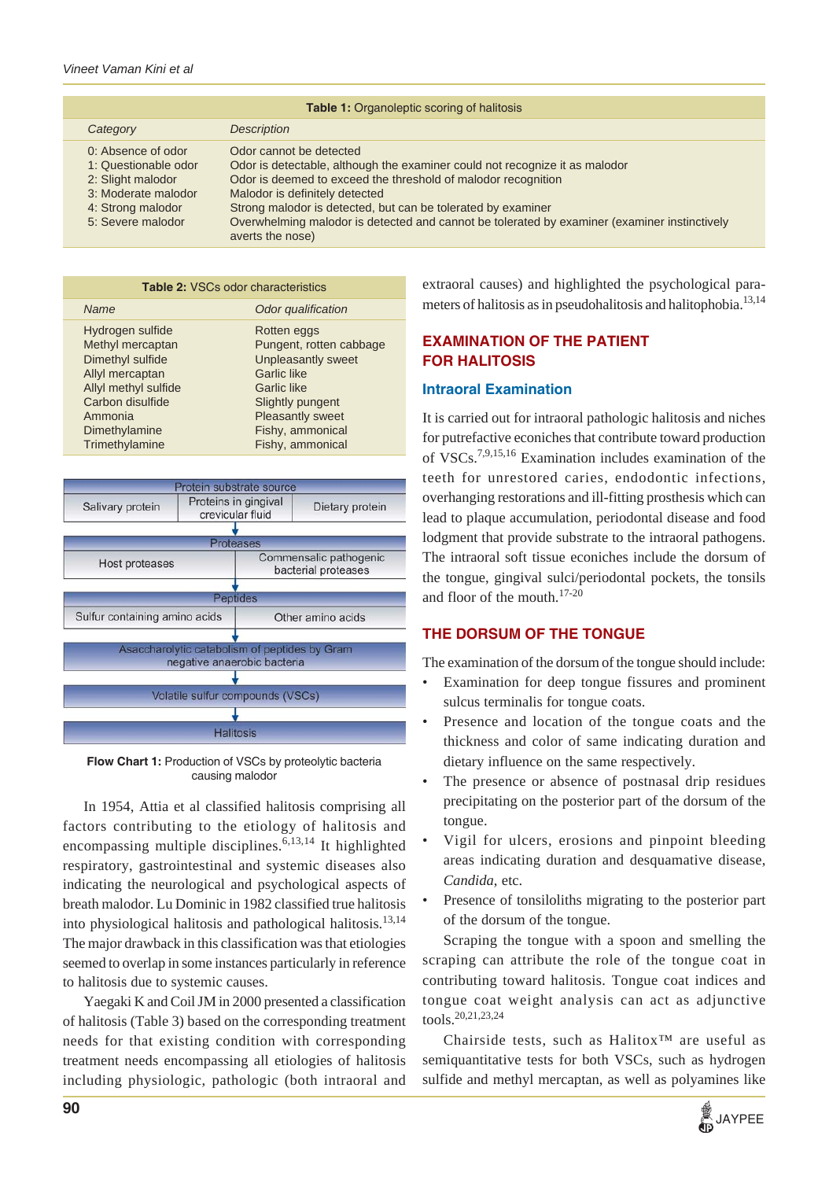**Table 1:** Organoleptic scoring of halitosis

| *Category* | *Description* |
|---|---|
| 0: Absence of odor | Odor cannot be detected |
| 1: Questionable odor | Odor is detectable, although the examiner could not recognize it as malodor |
| 2: Slight malodor | Odor is deemed to exceed the threshold of malodor recognition |
| 3: Moderate malodor | Malodor is definitely detected |
| 4: Strong malodor | Strong malodor is detected, but can be tolerated by examiner |
| 5: Severe malodor | Overwhelming malodor is detected and cannot be tolerated by examiner (examiner instinctively averts the nose) |

**Table 2:** VSCs odor characteristics

| *Name* | *Odor qualification* |
|---|---|
| Hydrogen sulfide | Rotten eggs |
| Methyl mercaptan | Pungent, rotten cabbage |
| Dimethyl sulfide | Unpleasantly sweet |
| Allyl mercaptan | Garlic like |
| Allyl methyl sulfide | Garlic like |
| Carbon disulfide | Slightly pungent |
| Ammonia | Pleasantly sweet |
| Dimethylamine | Fishy, ammonical |
| Trimethylamine | Fishy, ammonical |

Protein substrate source: Salivary protein | Proteins in gingival crevicular fluid | Dietary protein
↓
Proteases: Host proteases | Commensalic pathogenic bacterial proteases
↓
Peptides: Sulfur containing amino acids | Other amino acids
↓
Asaccharolytic catabolism of peptides by Gram negative anaerobic bacteria
↓
Volatile sulfur compounds (VSCs)
↓
Halitosis

**Flow Chart 1:** Production of VSCs by proteolytic bacteria causing malodor

In 1954, Attia et al classified halitosis comprising all factors contributing to the etiology of halitosis and encompassing multiple disciplines.[6,13,14] It highlighted respiratory, gastrointestinal and systemic diseases also indicating the neurological and psychological aspects of breath malodor. Lu Dominic in 1982 classified true halitosis into physiological halitosis and pathological halitosis.[13,14] The major drawback in this classification was that etiologies seemed to overlap in some instances particularly in reference to halitosis due to systemic causes.

Yaegaki K and Coil JM in 2000 presented a classification of halitosis (Table 3) based on the corresponding treatment needs for that existing condition with corresponding treatment needs encompassing all etiologies of halitosis including physiologic, pathologic (both intraoral and extraoral causes) and highlighted the psychological parameters of halitosis as in pseudohalitosis and halitophobia.[13,14]

## EXAMINATION OF THE PATIENT FOR HALITOSIS

### Intraoral Examination

It is carried out for intraoral pathologic halitosis and niches for putrefactive econiches that contribute toward production of VSCs.[7,9,15,16] Examination includes examination of the teeth for unrestored caries, endodontic infections, overhanging restorations and ill-fitting prosthesis which can lead to plaque accumulation, periodontal disease and food lodgment that provide substrate to the intraoral pathogens. The intraoral soft tissue econiches include the dorsum of the tongue, gingival sulci/periodontal pockets, the tonsils and floor of the mouth.[17-20]

## THE DORSUM OF THE TONGUE

The examination of the dorsum of the tongue should include:

- Examination for deep tongue fissures and prominent sulcus terminalis for tongue coats.
- Presence and location of the tongue coats and the thickness and color of same indicating duration and dietary influence on the same respectively.
- The presence or absence of postnasal drip residues precipitating on the posterior part of the dorsum of the tongue.
- Vigil for ulcers, erosions and pinpoint bleeding areas indicating duration and desquamative disease, *Candida*, etc.
- Presence of tonsiloliths migrating to the posterior part of the dorsum of the tongue.

Scraping the tongue with a spoon and smelling the scraping can attribute the role of the tongue coat in contributing toward halitosis. Tongue coat indices and tongue coat weight analysis can act as adjunctive tools.[20,21,23,24]

Chairside tests, such as Halitox™ are useful as semiquantitative tests for both VSCs, such as hydrogen sulfide and methyl mercaptan, as well as polyamines like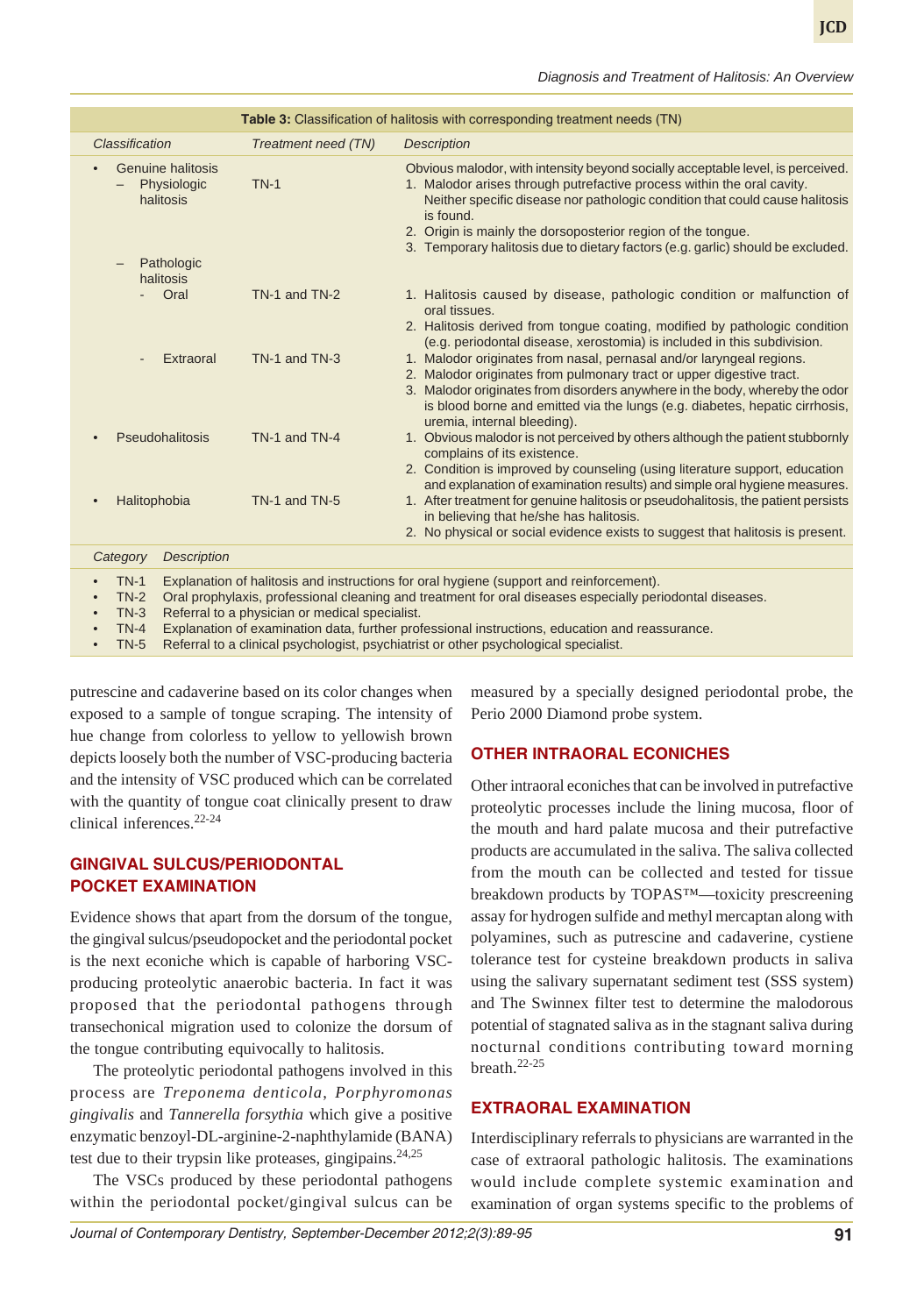**Table 3:** Classification of halitosis with corresponding treatment needs (TN)

| Classification | Treatment need (TN) | Description |
|---|---|---|
| • Genuine halitosis | | Obvious malodor, with intensity beyond socially acceptable level, is perceived. |
| – Physiologic halitosis | TN-1 | 1. Malodor arises through putrefactive process within the oral cavity. Neither specific disease nor pathologic condition that could cause halitosis is found.<br>2. Origin is mainly the dorsoposterior region of the tongue.<br>3. Temporary halitosis due to dietary factors (e.g. garlic) should be excluded. |
| – Pathologic halitosis | | |
| - Oral | TN-1 and TN-2 | 1. Halitosis caused by disease, pathologic condition or malfunction of oral tissues.<br>2. Halitosis derived from tongue coating, modified by pathologic condition (e.g. periodontal disease, xerostomia) is included in this subdivision. |
| - Extraoral | TN-1 and TN-3 | 1. Malodor originates from nasal, pernasal and/or laryngeal regions.<br>2. Malodor originates from pulmonary tract or upper digestive tract.<br>3. Malodor originates from disorders anywhere in the body, whereby the odor is blood borne and emitted via the lungs (e.g. diabetes, hepatic cirrhosis, uremia, internal bleeding). |
| • Pseudohalitosis | TN-1 and TN-4 | 1. Obvious malodor is not perceived by others although the patient stubbornly complains of its existence.<br>2. Condition is improved by counseling (using literature support, education and explanation of examination results) and simple oral hygiene measures. |
| • Halitophobia | TN-1 and TN-5 | 1. After treatment for genuine halitosis or pseudohalitosis, the patient persists in believing that he/she has halitosis.<br>2. No physical or social evidence exists to suggest that halitosis is present. |

| Category | Description |
|---|---|
| • TN-1 | Explanation of halitosis and instructions for oral hygiene (support and reinforcement). |
| • TN-2 | Oral prophylaxis, professional cleaning and treatment for oral diseases especially periodontal diseases. |
| • TN-3 | Referral to a physician or medical specialist. |
| • TN-4 | Explanation of examination data, further professional instructions, education and reassurance. |
| • TN-5 | Referral to a clinical psychologist, psychiatrist or other psychological specialist. |

putrescine and cadaverine based on its color changes when exposed to a sample of tongue scraping. The intensity of hue change from colorless to yellow to yellowish brown depicts loosely both the number of VSC-producing bacteria and the intensity of VSC produced which can be correlated with the quantity of tongue coat clinically present to draw clinical inferences.[22-24]

## GINGIVAL SULCUS/PERIODONTAL POCKET EXAMINATION

Evidence shows that apart from the dorsum of the tongue, the gingival sulcus/pseudopocket and the periodontal pocket is the next econiche which is capable of harboring VSC-producing proteolytic anaerobic bacteria. In fact it was proposed that the periodontal pathogens through transechonical migration used to colonize the dorsum of the tongue contributing equivocally to halitosis.

The proteolytic periodontal pathogens involved in this process are *Treponema denticola*, *Porphyromonas gingivalis* and *Tannerella forsythia* which give a positive enzymatic benzoyl-DL-arginine-2-naphthylamide (BANA) test due to their trypsin like proteases, gingipains.[24,25]

The VSCs produced by these periodontal pathogens within the periodontal pocket/gingival sulcus can be measured by a specially designed periodontal probe, the Perio 2000 Diamond probe system.

## OTHER INTRAORAL ECONICHES

Other intraoral econiches that can be involved in putrefactive proteolytic processes include the lining mucosa, floor of the mouth and hard palate mucosa and their putrefactive products are accumulated in the saliva. The saliva collected from the mouth can be collected and tested for tissue breakdown products by TOPAS™—toxicity prescreening assay for hydrogen sulfide and methyl mercaptan along with polyamines, such as putrescine and cadaverine, cystiene tolerance test for cysteine breakdown products in saliva using the salivary supernatant sediment test (SSS system) and The Swinnex filter test to determine the malodorous potential of stagnated saliva as in the stagnant saliva during nocturnal conditions contributing toward morning breath.[22-25]

## EXTRAORAL EXAMINATION

Interdisciplinary referrals to physicians are warranted in the case of extraoral pathologic halitosis. The examinations would include complete systemic examination and examination of organ systems specific to the problems of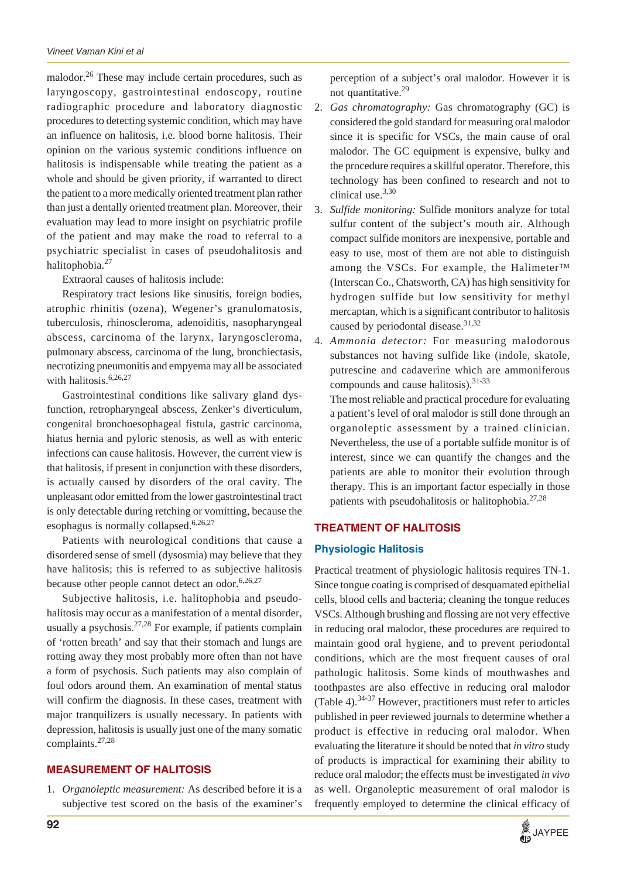malodor.[26] These may include certain procedures, such as laryngoscopy, gastrointestinal endoscopy, routine radiographic procedure and laboratory diagnostic procedures to detecting systemic condition, which may have an influence on halitosis, i.e. blood borne halitosis. Their opinion on the various systemic conditions influence on halitosis is indispensable while treating the patient as a whole and should be given priority, if warranted to direct the patient to a more medically oriented treatment plan rather than just a dentally oriented treatment plan. Moreover, their evaluation may lead to more insight on psychiatric profile of the patient and may make the road to referral to a psychiatric specialist in cases of pseudohalitosis and halitophobia.[27]

Extraoral causes of halitosis include:

Respiratory tract lesions like sinusitis, foreign bodies, atrophic rhinitis (ozena), Wegener's granulomatosis, tuberculosis, rhinoscleroma, adenoiditis, nasopharyngeal abscess, carcinoma of the larynx, laryngoscleroma, pulmonary abscess, carcinoma of the lung, bronchiectasis, necrotizing pneumonitis and empyema may all be associated with halitosis.[6,26,27]

Gastrointestinal conditions like salivary gland dysfunction, retropharyngeal abscess, Zenker's diverticulum, congenital bronchoesophageal fistula, gastric carcinoma, hiatus hernia and pyloric stenosis, as well as with enteric infections can cause halitosis. However, the current view is that halitosis, if present in conjunction with these disorders, is actually caused by disorders of the oral cavity. The unpleasant odor emitted from the lower gastrointestinal tract is only detectable during retching or vomitting, because the esophagus is normally collapsed.[6,26,27]

Patients with neurological conditions that cause a disordered sense of smell (dysosmia) may believe that they have halitosis; this is referred to as subjective halitosis because other people cannot detect an odor.[6,26,27]

Subjective halitosis, i.e. halitophobia and pseudohalitosis may occur as a manifestation of a mental disorder, usually a psychosis.[27,28] For example, if patients complain of 'rotten breath' and say that their stomach and lungs are rotting away they most probably more often than not have a form of psychosis. Such patients may also complain of foul odors around them. An examination of mental status will confirm the diagnosis. In these cases, treatment with major tranquilizers is usually necessary. In patients with depression, halitosis is usually just one of the many somatic complaints.[27,28]

## MEASUREMENT OF HALITOSIS

1. *Organoleptic measurement:* As described before it is a subjective test scored on the basis of the examiner's perception of a subject's oral malodor. However it is not quantitative.[29]
2. *Gas chromatography:* Gas chromatography (GC) is considered the gold standard for measuring oral malodor since it is specific for VSCs, the main cause of oral malodor. The GC equipment is expensive, bulky and the procedure requires a skillful operator. Therefore, this technology has been confined to research and not to clinical use.[3,30]
3. *Sulfide monitoring:* Sulfide monitors analyze for total sulfur content of the subject's mouth air. Although compact sulfide monitors are inexpensive, portable and easy to use, most of them are not able to distinguish among the VSCs. For example, the Halimeter™ (Interscan Co., Chatsworth, CA) has high sensitivity for hydrogen sulfide but low sensitivity for methyl mercaptan, which is a significant contributor to halitosis caused by periodontal disease.[31,32]
4. *Ammonia detector:* For measuring malodorous substances not having sulfide like (indole, skatole, putrescine and cadaverine which are ammoniferous compounds and cause halitosis).[31-33]

   The most reliable and practical procedure for evaluating a patient's level of oral malodor is still done through an organoleptic assessment by a trained clinician. Nevertheless, the use of a portable sulfide monitor is of interest, since we can quantify the changes and the patients are able to monitor their evolution through therapy. This is an important factor especially in those patients with pseudohalitosis or halitophobia.[27,28]

## TREATMENT OF HALITOSIS

### Physiologic Halitosis

Practical treatment of physiologic halitosis requires TN-1. Since tongue coating is comprised of desquamated epithelial cells, blood cells and bacteria; cleaning the tongue reduces VSCs. Although brushing and flossing are not very effective in reducing oral malodor, these procedures are required to maintain good oral hygiene, and to prevent periodontal conditions, which are the most frequent causes of oral pathologic halitosis. Some kinds of mouthwashes and toothpastes are also effective in reducing oral malodor (Table 4).[34-37] However, practitioners must refer to articles published in peer reviewed journals to determine whether a product is effective in reducing oral malodor. When evaluating the literature it should be noted that *in vitro* study of products is impractical for examining their ability to reduce oral malodor; the effects must be investigated *in vivo* as well. Organoleptic measurement of oral malodor is frequently employed to determine the clinical efficacy of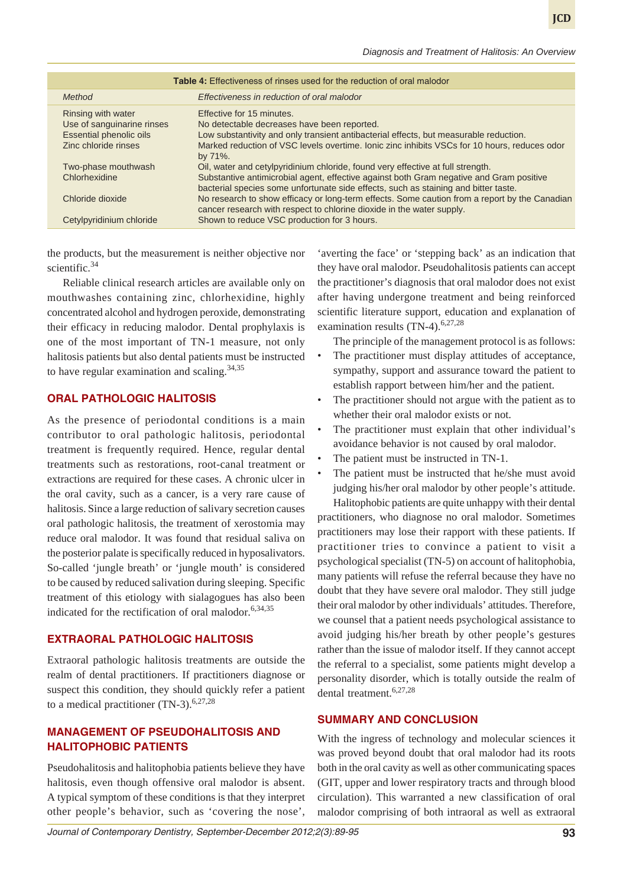**Table 4:** Effectiveness of rinses used for the reduction of oral malodor

| Method | Effectiveness in reduction of oral malodor |
|---|---|
| Rinsing with water | Effective for 15 minutes. |
| Use of sanguinarine rinses | No detectable decreases have been reported. |
| Essential phenolic oils | Low substantivity and only transient antibacterial effects, but measurable reduction. |
| Zinc chloride rinses | Marked reduction of VSC levels overtime. Ionic zinc inhibits VSCs for 10 hours, reduces odor by 71%. |
| Two-phase mouthwash | Oil, water and cetylpyridinium chloride, found very effective at full strength. |
| Chlorhexidine | Substantive antimicrobial agent, effective against both Gram negative and Gram positive bacterial species some unfortunate side effects, such as staining and bitter taste. |
| Chloride dioxide | No research to show efficacy or long-term effects. Some caution from a report by the Canadian cancer research with respect to chlorine dioxide in the water supply. |
| Cetylpyridinium chloride | Shown to reduce VSC production for 3 hours. |

the products, but the measurement is neither objective nor scientific.[34]

Reliable clinical research articles are available only on mouthwashes containing zinc, chlorhexidine, highly concentrated alcohol and hydrogen peroxide, demonstrating their efficacy in reducing malodor. Dental prophylaxis is one of the most important of TN-1 measure, not only halitosis patients but also dental patients must be instructed to have regular examination and scaling.[34,35]

## ORAL PATHOLOGIC HALITOSIS

As the presence of periodontal conditions is a main contributor to oral pathologic halitosis, periodontal treatment is frequently required. Hence, regular dental treatments such as restorations, root-canal treatment or extractions are required for these cases. A chronic ulcer in the oral cavity, such as a cancer, is a very rare cause of halitosis. Since a large reduction of salivary secretion causes oral pathologic halitosis, the treatment of xerostomia may reduce oral malodor. It was found that residual saliva on the posterior palate is specifically reduced in hyposalivators. So-called 'jungle breath' or 'jungle mouth' is considered to be caused by reduced salivation during sleeping. Specific treatment of this etiology with sialagogues has also been indicated for the rectification of oral malodor.[6,34,35]

## EXTRAORAL PATHOLOGIC HALITOSIS

Extraoral pathologic halitosis treatments are outside the realm of dental practitioners. If practitioners diagnose or suspect this condition, they should quickly refer a patient to a medical practitioner (TN-3).[6,27,28]

## MANAGEMENT OF PSEUDOHALITOSIS AND HALITOPHOBIC PATIENTS

Pseudohalitosis and halitophobia patients believe they have halitosis, even though offensive oral malodor is absent. A typical symptom of these conditions is that they interpret other people's behavior, such as 'covering the nose', 'averting the face' or 'stepping back' as an indication that they have oral malodor. Pseudohalitosis patients can accept the practitioner's diagnosis that oral malodor does not exist after having undergone treatment and being reinforced scientific literature support, education and explanation of examination results (TN-4).[6,27,28]

The principle of the management protocol is as follows:

- The practitioner must display attitudes of acceptance, sympathy, support and assurance toward the patient to establish rapport between him/her and the patient.
- The practitioner should not argue with the patient as to whether their oral malodor exists or not.
- The practitioner must explain that other individual's avoidance behavior is not caused by oral malodor.
- The patient must be instructed in TN-1.
- The patient must be instructed that he/she must avoid judging his/her oral malodor by other people's attitude.

Halitophobic patients are quite unhappy with their dental practitioners, who diagnose no oral malodor. Sometimes practitioners may lose their rapport with these patients. If practitioner tries to convince a patient to visit a psychological specialist (TN-5) on account of halitophobia, many patients will refuse the referral because they have no doubt that they have severe oral malodor. They still judge their oral malodor by other individuals' attitudes. Therefore, we counsel that a patient needs psychological assistance to avoid judging his/her breath by other people's gestures rather than the issue of malodor itself. If they cannot accept the referral to a specialist, some patients might develop a personality disorder, which is totally outside the realm of dental treatment.[6,27,28]

## SUMMARY AND CONCLUSION

With the ingress of technology and molecular sciences it was proved beyond doubt that oral malodor had its roots both in the oral cavity as well as other communicating spaces (GIT, upper and lower respiratory tracts and through blood circulation). This warranted a new classification of oral malodor comprising of both intraoral as well as extraoral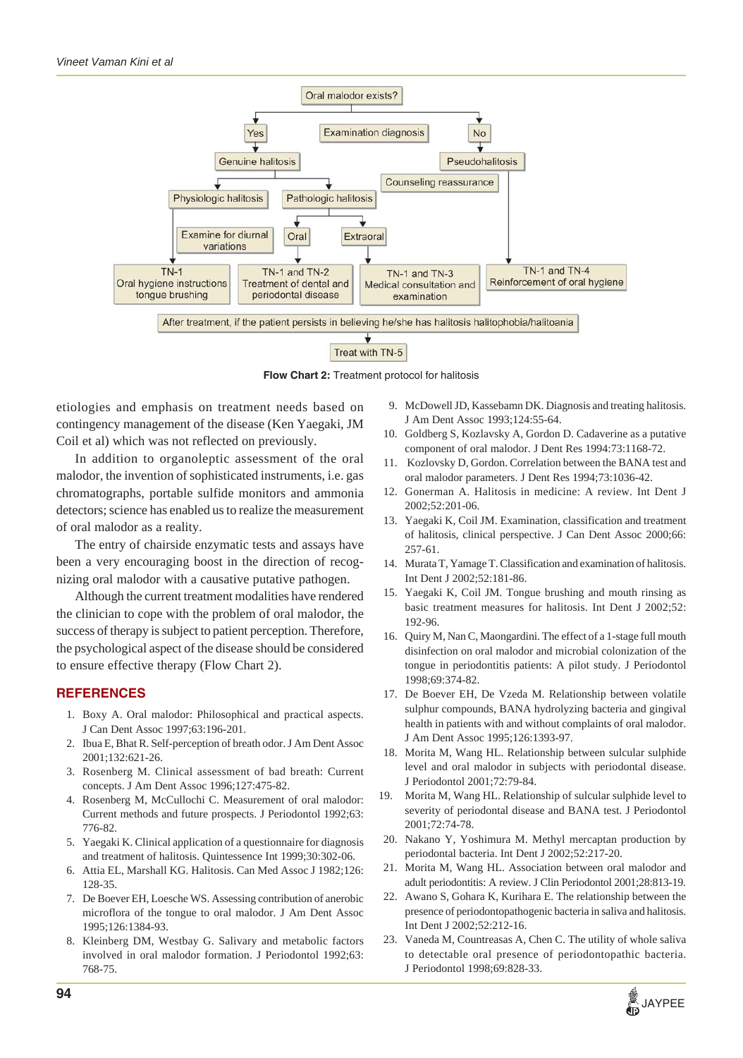Oral malodor exists?

- Examination diagnosis
- Yes → Genuine halitosis
  - Physiologic halitosis → Examine for diurnal variations → TN-1: Oral hygiene instructions tongue brushing
  - Pathologic halitosis
    - Oral → TN-1 and TN-2: Treatment of dental and periodontal disease
    - Extraoral → TN-1 and TN-3: Medical consultation and examination
- No → Pseudohalitosis → Counseling reassurance → TN-1 and TN-4: Reinforcement of oral hygiene

After treatment, if the patient persists in believing he/she has halitosis halitophobia/halitoania → Treat with TN-5

**Flow Chart 2:** Treatment protocol for halitosis

etiologies and emphasis on treatment needs based on contingency management of the disease (Ken Yaegaki, JM Coil et al) which was not reflected on previously.

In addition to organoleptic assessment of the oral malodor, the invention of sophisticated instruments, i.e. gas chromatographs, portable sulfide monitors and ammonia detectors; science has enabled us to realize the measurement of oral malodor as a reality.

The entry of chairside enzymatic tests and assays have been a very encouraging boost in the direction of recognizing oral malodor with a causative putative pathogen.

Although the current treatment modalities have rendered the clinician to cope with the problem of oral malodor, the success of therapy is subject to patient perception. Therefore, the psychological aspect of the disease should be considered to ensure effective therapy (Flow Chart 2).

## REFERENCES

1. Boxy A. Oral malodor: Philosophical and practical aspects. J Can Dent Assoc 1997;63:196-201.
2. Ibua E, Bhat R. Self-perception of breath odor. J Am Dent Assoc 2001;132:621-26.
3. Rosenberg M. Clinical assessment of bad breath: Current concepts. J Am Dent Assoc 1996;127:475-82.
4. Rosenberg M, McCullochi C. Measurement of oral malodor: Current methods and future prospects. J Periodontol 1992;63:776-82.
5. Yaegaki K. Clinical application of a questionnaire for diagnosis and treatment of halitosis. Quintessence Int 1999;30:302-06.
6. Attia EL, Marshall KG. Halitosis. Can Med Assoc J 1982;126:128-35.
7. De Boever EH, Loesche WS. Assessing contribution of anerobic microflora of the tongue to oral malodor. J Am Dent Assoc 1995;126:1384-93.
8. Kleinberg DM, Westbay G. Salivary and metabolic factors involved in oral malodor formation. J Periodontol 1992;63:768-75.
9. McDowell JD, Kassebamn DK. Diagnosis and treating halitosis. J Am Dent Assoc 1993;124:55-64.
10. Goldberg S, Kozlavsky A, Gordon D. Cadaverine as a putative component of oral malodor. J Dent Res 1994:73:1168-72.
11. Kozlovsky D, Gordon. Correlation between the BANA test and oral malodor parameters. J Dent Res 1994;73:1036-42.
12. Gonerman A. Halitosis in medicine: A review. Int Dent J 2002;52:201-06.
13. Yaegaki K, Coil JM. Examination, classification and treatment of halitosis, clinical perspective. J Can Dent Assoc 2000;66:257-61.
14. Murata T, Yamage T. Classification and examination of halitosis. Int Dent J 2002;52:181-86.
15. Yaegaki K, Coil JM. Tongue brushing and mouth rinsing as basic treatment measures for halitosis. Int Dent J 2002;52:192-96.
16. Quiry M, Nan C, Maongardini. The effect of a 1-stage full mouth disinfection on oral malodor and microbial colonization of the tongue in periodontitis patients: A pilot study. J Periodontol 1998;69:374-82.
17. De Boever EH, De Vzeda M. Relationship between volatile sulphur compounds, BANA hydrolyzing bacteria and gingival health in patients with and without complaints of oral malodor. J Am Dent Assoc 1995;126:1393-97.
18. Morita M, Wang HL. Relationship between sulcular sulphide level and oral malodor in subjects with periodontal disease. J Periodontol 2001;72:79-84.
19. Morita M, Wang HL. Relationship of sulcular sulphide level to severity of periodontal disease and BANA test. J Periodontol 2001;72:74-78.
20. Nakano Y, Yoshimura M. Methyl mercaptan production by periodontal bacteria. Int Dent J 2002;52:217-20.
21. Morita M, Wang HL. Association between oral malodor and adult periodontitis: A review. J Clin Periodontol 2001;28:813-19.
22. Awano S, Gohara K, Kurihara E. The relationship between the presence of periodontopathogenic bacteria in saliva and halitosis. Int Dent J 2002;52:212-16.
23. Vaneda M, Countreasas A, Chen C. The utility of whole saliva to detectable oral presence of periodontopathic bacteria. J Periodontol 1998;69:828-33.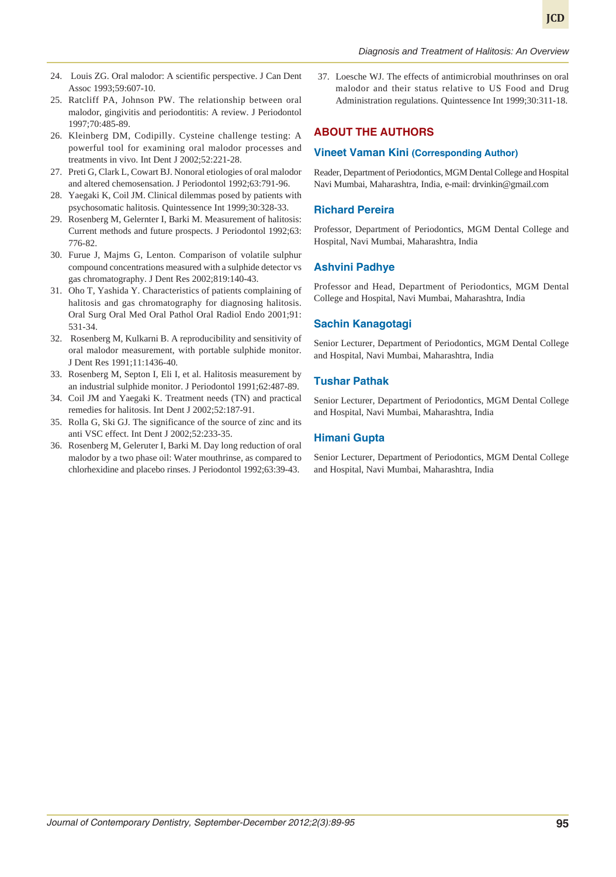24. Louis ZG. Oral malodor: A scientific perspective. J Can Dent Assoc 1993;59:607-10.
25. Ratcliff PA, Johnson PW. The relationship between oral malodor, gingivitis and periodontitis: A review. J Periodontol 1997;70:485-89.
26. Kleinberg DM, Codipilly. Cysteine challenge testing: A powerful tool for examining oral malodor processes and treatments in vivo. Int Dent J 2002;52:221-28.
27. Preti G, Clark L, Cowart BJ. Nonoral etiologies of oral malodor and altered chemosensation. J Periodontol 1992;63:791-96.
28. Yaegaki K, Coil JM. Clinical dilemmas posed by patients with psychosomatic halitosis. Quintessence Int 1999;30:328-33.
29. Rosenberg M, Gelernter I, Barki M. Measurement of halitosis: Current methods and future prospects. J Periodontol 1992;63:776-82.
30. Furue J, Majms G, Lenton. Comparison of volatile sulphur compound concentrations measured with a sulphide detector vs gas chromatography. J Dent Res 2002;819:140-43.
31. Oho T, Yashida Y. Characteristics of patients complaining of halitosis and gas chromatography for diagnosing halitosis. Oral Surg Oral Med Oral Pathol Oral Radiol Endo 2001;91:531-34.
32. Rosenberg M, Kulkarni B. A reproducibility and sensitivity of oral malodor measurement, with portable sulphide monitor. J Dent Res 1991;11:1436-40.
33. Rosenberg M, Septon I, Eli I, et al. Halitosis measurement by an industrial sulphide monitor. J Periodontol 1991;62:487-89.
34. Coil JM and Yaegaki K. Treatment needs (TN) and practical remedies for halitosis. Int Dent J 2002;52:187-91.
35. Rolla G, Ski GJ. The significance of the source of zinc and its anti VSC effect. Int Dent J 2002;52:233-35.
36. Rosenberg M, Geleruter I, Barki M. Day long reduction of oral malodor by a two phase oil: Water mouthrinse, as compared to chlorhexidine and placebo rinses. J Periodontol 1992;63:39-43.
37. Loesche WJ. The effects of antimicrobial mouthrinses on oral malodor and their status relative to US Food and Drug Administration regulations. Quintessence Int 1999;30:311-18.

## ABOUT THE AUTHORS

### Vineet Vaman Kini (Corresponding Author)

Reader, Department of Periodontics, MGM Dental College and Hospital Navi Mumbai, Maharashtra, India, e-mail: drvinkin@gmail.com

### Richard Pereira

Professor, Department of Periodontics, MGM Dental College and Hospital, Navi Mumbai, Maharashtra, India

### Ashvini Padhye

Professor and Head, Department of Periodontics, MGM Dental College and Hospital, Navi Mumbai, Maharashtra, India

### Sachin Kanagotagi

Senior Lecturer, Department of Periodontics, MGM Dental College and Hospital, Navi Mumbai, Maharashtra, India

### Tushar Pathak

Senior Lecturer, Department of Periodontics, MGM Dental College and Hospital, Navi Mumbai, Maharashtra, India

### Himani Gupta

Senior Lecturer, Department of Periodontics, MGM Dental College and Hospital, Navi Mumbai, Maharashtra, India